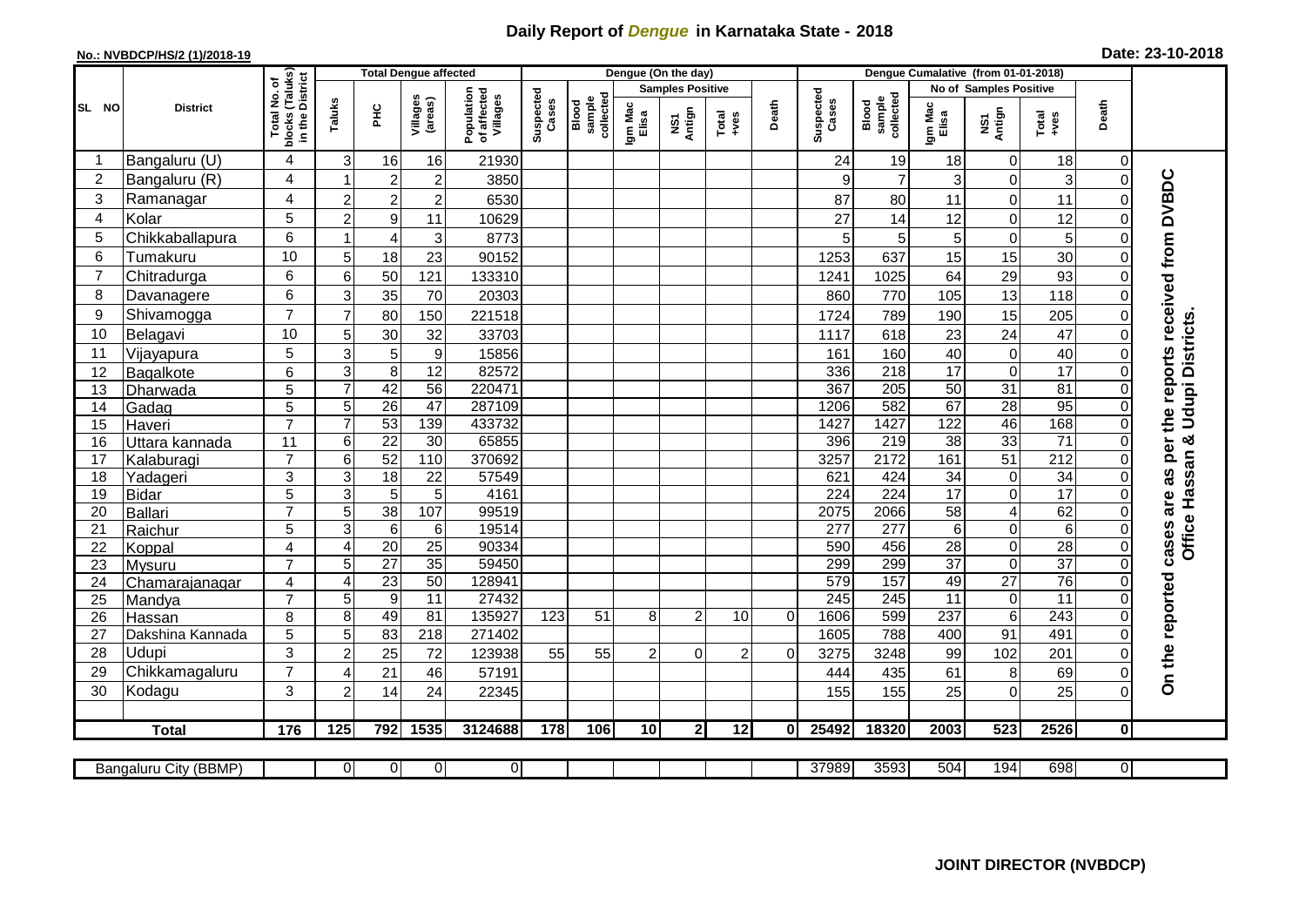# Daily Report of *Dengue* in Karnataka State - 2018

**No.: NVBDCP/HS/2 (1)/2018-19**

**Date: 23-10-2018**

| SL NO | District | Total No. of blocks (Taluks) in the District | Total Dengue affected | | | | Dengue (On the day) | | | | | | Dengue Cumalative (from 01-01-2018) | | | | | | |
|---|---|---|---|---|---|---|---|---|---|---|---|---|---|---|---|---|---|---|---|
| | | | Taluks | PHC | Villages (areas) | Population of affected Villages | Suspected Cases | Blood sample collected | Samples Positive | | | Death | Suspected Cases | Blood sample collected | No of Samples Positive | | | Death | |
| | | | | | | | | | Igm Mac Elisa | NS1 Antign | Total +ves | | | | Igm Mac Elisa | NS1 Antign | Total +ves | | |
| 1 | Bangaluru (U) | 4 | 3 | 16 | 16 | 21930 | | | | | | | 24 | 19 | 18 | 0 | 18 | 0 | On the reported cases are as per the reports received from DVBDC Office Hassan & Udupi Districts. |
| 2 | Bangaluru (R) | 4 | 1 | 2 | 2 | 3850 | | | | | | | 9 | 7 | 3 | 0 | 3 | 0 | |
| 3 | Ramanagar | 4 | 2 | 2 | 2 | 6530 | | | | | | | 87 | 80 | 11 | 0 | 11 | 0 | |
| 4 | Kolar | 5 | 2 | 9 | 11 | 10629 | | | | | | | 27 | 14 | 12 | 0 | 12 | 0 | |
| 5 | Chikkaballapura | 6 | 1 | 4 | 3 | 8773 | | | | | | | 5 | 5 | 5 | 0 | 5 | 0 | |
| 6 | Tumakuru | 10 | 5 | 18 | 23 | 90152 | | | | | | | 1253 | 637 | 15 | 15 | 30 | 0 | |
| 7 | Chitradurga | 6 | 6 | 50 | 121 | 133310 | | | | | | | 1241 | 1025 | 64 | 29 | 93 | 0 | |
| 8 | Davanagere | 6 | 3 | 35 | 70 | 20303 | | | | | | | 860 | 770 | 105 | 13 | 118 | 0 | |
| 9 | Shivamogga | 7 | 7 | 80 | 150 | 221518 | | | | | | | 1724 | 789 | 190 | 15 | 205 | 0 | |
| 10 | Belagavi | 10 | 5 | 30 | 32 | 33703 | | | | | | | 1117 | 618 | 23 | 24 | 47 | 0 | |
| 11 | Vijayapura | 5 | 3 | 5 | 9 | 15856 | | | | | | | 161 | 160 | 40 | 0 | 40 | 0 | |
| 12 | Bagalkote | 6 | 3 | 8 | 12 | 82572 | | | | | | | 336 | 218 | 17 | 0 | 17 | 0 | |
| 13 | Dharwada | 5 | 7 | 42 | 56 | 220471 | | | | | | | 367 | 205 | 50 | 31 | 81 | 0 | |
| 14 | Gadag | 5 | 5 | 26 | 47 | 287109 | | | | | | | 1206 | 582 | 67 | 28 | 95 | 0 | |
| 15 | Haveri | 7 | 7 | 53 | 139 | 433732 | | | | | | | 1427 | 1427 | 122 | 46 | 168 | 0 | |
| 16 | Uttara kannada | 11 | 6 | 22 | 30 | 65855 | | | | | | | 396 | 219 | 38 | 33 | 71 | 0 | |
| 17 | Kalaburagi | 7 | 6 | 52 | 110 | 370692 | | | | | | | 3257 | 2172 | 161 | 51 | 212 | 0 | |
| 18 | Yadageri | 3 | 3 | 18 | 22 | 57549 | | | | | | | 621 | 424 | 34 | 0 | 34 | 0 | |
| 19 | Bidar | 5 | 3 | 5 | 5 | 4161 | | | | | | | 224 | 224 | 17 | 0 | 17 | 0 | |
| 20 | Ballari | 7 | 5 | 38 | 107 | 99519 | | | | | | | 2075 | 2066 | 58 | 4 | 62 | 0 | |
| 21 | Raichur | 5 | 3 | 6 | 6 | 19514 | | | | | | | 277 | 277 | 6 | 0 | 6 | 0 | |
| 22 | Koppal | 4 | 4 | 20 | 25 | 90334 | | | | | | | 590 | 456 | 28 | 0 | 28 | 0 | |
| 23 | Mysuru | 7 | 5 | 27 | 35 | 59450 | | | | | | | 299 | 299 | 37 | 0 | 37 | 0 | |
| 24 | Chamarajanagar | 4 | 4 | 23 | 50 | 128941 | | | | | | | 579 | 157 | 49 | 27 | 76 | 0 | |
| 25 | Mandya | 7 | 5 | 9 | 11 | 27432 | | | | | | | 245 | 245 | 11 | 0 | 11 | 0 | |
| 26 | Hassan | 8 | 8 | 49 | 81 | 135927 | 123 | 51 | 8 | 2 | 10 | 0 | 1606 | 599 | 237 | 6 | 243 | 0 | |
| 27 | Dakshina Kannada | 5 | 5 | 83 | 218 | 271402 | | | | | | | 1605 | 788 | 400 | 91 | 491 | 0 | |
| 28 | Udupi | 3 | 2 | 25 | 72 | 123938 | 55 | 55 | 2 | 0 | 2 | 0 | 3275 | 3248 | 99 | 102 | 201 | 0 | |
| 29 | Chikkamagaluru | 7 | 4 | 21 | 46 | 57191 | | | | | | | 444 | 435 | 61 | 8 | 69 | 0 | |
| 30 | Kodagu | 3 | 2 | 14 | 24 | 22345 | | | | | | | 155 | 155 | 25 | 0 | 25 | 0 | |
| | **Total** | **176** | **125** | **792** | **1535** | **3124688** | **178** | **106** | **10** | **2** | **12** | **0** | **25492** | **18320** | **2003** | **523** | **2526** | **0** | |
| | Bangaluru City (BBMP) | | 0 | 0 | 0 | 0 | | | | | | | 37989 | 3593 | 504 | 194 | 698 | 0 | |

**JOINT DIRECTOR (NVBDCP)**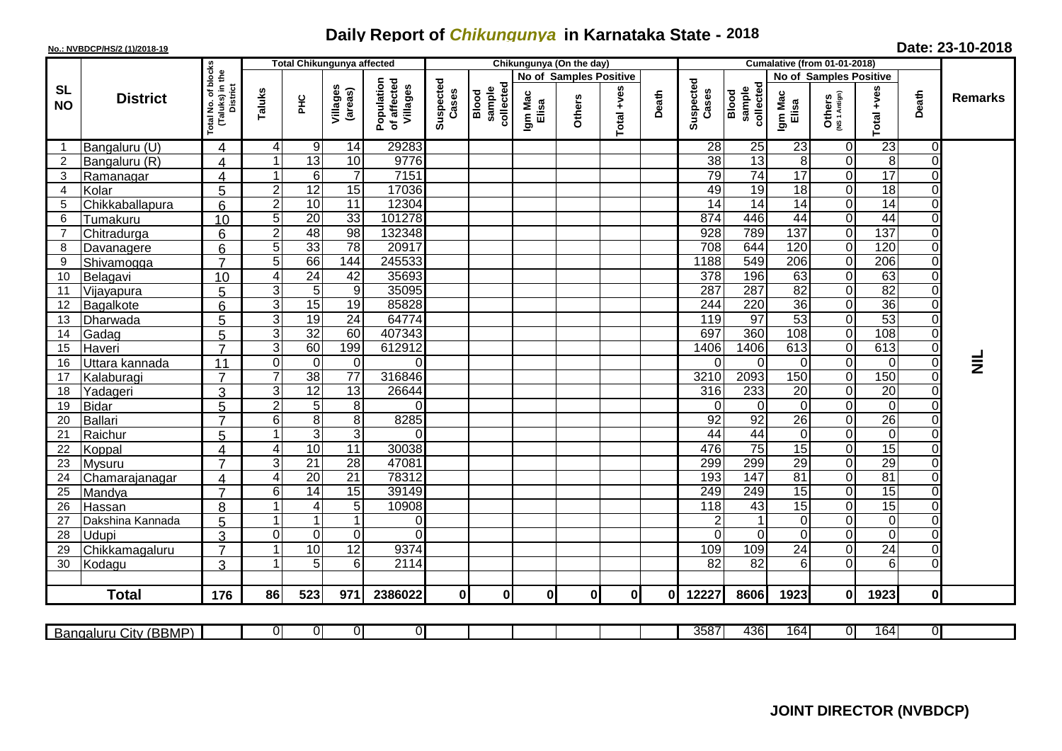# Daily Report of *Chikungunya* in Karnataka State - 2018

**No.: NVBDCP/HS/2 (1)/2018-19**

**Date: 23-10-2018**

| SL NO | District | Total No. of blocks (Taluks) in the District | Total Chikungunya affected | | | | Chikungunya (On the day) | | | | | | | Cumalative (from 01-01-2018) | | | | | | | Remarks |
|---|---|---|---|---|---|---|---|---|---|---|---|---|---|---|---|---|---|---|---|---|---|
| | | | Taluks | PHC | Villages (areas) | Population of affected Villages | Suspected Cases | Blood sample collected | No of Samples Positive | | | Death | Suspected Cases | Blood sample collected | No of Samples Positive | | | Death | |
| | | | | | | | | | Igm Mac Elisa | Others | Total +ves | | | | Igm Mac Elisa | Others (NS 1 Antign) | Total +ves | | |
| 1 | Bangaluru (U) | 4 | 4 | 9 | 14 | 29283 | | | | | | | 28 | 25 | 23 | 0 | 23 | 0 | NIL |
| 2 | Bangaluru (R) | 4 | 1 | 13 | 10 | 9776 | | | | | | | 38 | 13 | 8 | 0 | 8 | 0 | |
| 3 | Ramanagar | 4 | 1 | 6 | 7 | 7151 | | | | | | | 79 | 74 | 17 | 0 | 17 | 0 | |
| 4 | Kolar | 5 | 2 | 12 | 15 | 17036 | | | | | | | 49 | 19 | 18 | 0 | 18 | 0 | |
| 5 | Chikkaballapura | 6 | 2 | 10 | 11 | 12304 | | | | | | | 14 | 14 | 14 | 0 | 14 | 0 | |
| 6 | Tumakuru | 10 | 5 | 20 | 33 | 101278 | | | | | | | 874 | 446 | 44 | 0 | 44 | 0 | |
| 7 | Chitradurga | 6 | 2 | 48 | 98 | 132348 | | | | | | | 928 | 789 | 137 | 0 | 137 | 0 | |
| 8 | Davanagere | 6 | 5 | 33 | 78 | 20917 | | | | | | | 708 | 644 | 120 | 0 | 120 | 0 | |
| 9 | Shivamogga | 7 | 5 | 66 | 144 | 245533 | | | | | | | 1188 | 549 | 206 | 0 | 206 | 0 | |
| 10 | Belagavi | 10 | 4 | 24 | 42 | 35693 | | | | | | | 378 | 196 | 63 | 0 | 63 | 0 | |
| 11 | Vijayapura | 5 | 3 | 5 | 9 | 35095 | | | | | | | 287 | 287 | 82 | 0 | 82 | 0 | |
| 12 | Bagalkote | 6 | 3 | 15 | 19 | 85828 | | | | | | | 244 | 220 | 36 | 0 | 36 | 0 | |
| 13 | Dharwada | 5 | 3 | 19 | 24 | 64774 | | | | | | | 119 | 97 | 53 | 0 | 53 | 0 | |
| 14 | Gadag | 5 | 3 | 32 | 60 | 407343 | | | | | | | 697 | 360 | 108 | 0 | 108 | 0 | |
| 15 | Haveri | 7 | 3 | 60 | 199 | 612912 | | | | | | | 1406 | 1406 | 613 | 0 | 613 | 0 | |
| 16 | Uttara kannada | 11 | 0 | 0 | 0 | 0 | | | | | | | 0 | 0 | 0 | 0 | 0 | 0 | |
| 17 | Kalaburagi | 7 | 7 | 38 | 77 | 316846 | | | | | | | 3210 | 2093 | 150 | 0 | 150 | 0 | |
| 18 | Yadageri | 3 | 3 | 12 | 13 | 26644 | | | | | | | 316 | 233 | 20 | 0 | 20 | 0 | |
| 19 | Bidar | 5 | 2 | 5 | 8 | 0 | | | | | | | 0 | 0 | 0 | 0 | 0 | 0 | |
| 20 | Ballari | 7 | 6 | 8 | 8 | 8285 | | | | | | | 92 | 92 | 26 | 0 | 26 | 0 | |
| 21 | Raichur | 5 | 1 | 3 | 3 | 0 | | | | | | | 44 | 44 | 0 | 0 | 0 | 0 | |
| 22 | Koppal | 4 | 4 | 10 | 11 | 30038 | | | | | | | 476 | 75 | 15 | 0 | 15 | 0 | |
| 23 | Mysuru | 7 | 3 | 21 | 28 | 47081 | | | | | | | 299 | 299 | 29 | 0 | 29 | 0 | |
| 24 | Chamarajanagar | 4 | 4 | 20 | 21 | 78312 | | | | | | | 193 | 147 | 81 | 0 | 81 | 0 | |
| 25 | Mandya | 7 | 6 | 14 | 15 | 39149 | | | | | | | 249 | 249 | 15 | 0 | 15 | 0 | |
| 26 | Hassan | 8 | 1 | 4 | 5 | 10908 | | | | | | | 118 | 43 | 15 | 0 | 15 | 0 | |
| 27 | Dakshina Kannada | 5 | 1 | 1 | 1 | 0 | | | | | | | 2 | 1 | 0 | 0 | 0 | 0 | |
| 28 | Udupi | 3 | 0 | 0 | 0 | 0 | | | | | | | 0 | 0 | 0 | 0 | 0 | 0 | |
| 29 | Chikkamagaluru | 7 | 1 | 10 | 12 | 9374 | | | | | | | 109 | 109 | 24 | 0 | 24 | 0 | |
| 30 | Kodagu | 3 | 1 | 5 | 6 | 2114 | | | | | | | 82 | 82 | 6 | 0 | 6 | 0 | |
| | **Total** | **176** | **86** | **523** | **971** | **2386022** | **0** | **0** | **0** | **0** | **0** | **0** | **12227** | **8606** | **1923** | **0** | **1923** | **0** | |

| | | | | | | | | | | | | | | | | | |
|---|---|---|---|---|---|---|---|---|---|---|---|---|---|---|---|---|---|
| Bangaluru City (BBMP) | | 0 | 0 | 0 | 0 | | | | | | | 3587 | 436 | 164 | 0 | 164 | 0 |

**JOINT DIRECTOR (NVBDCP)**